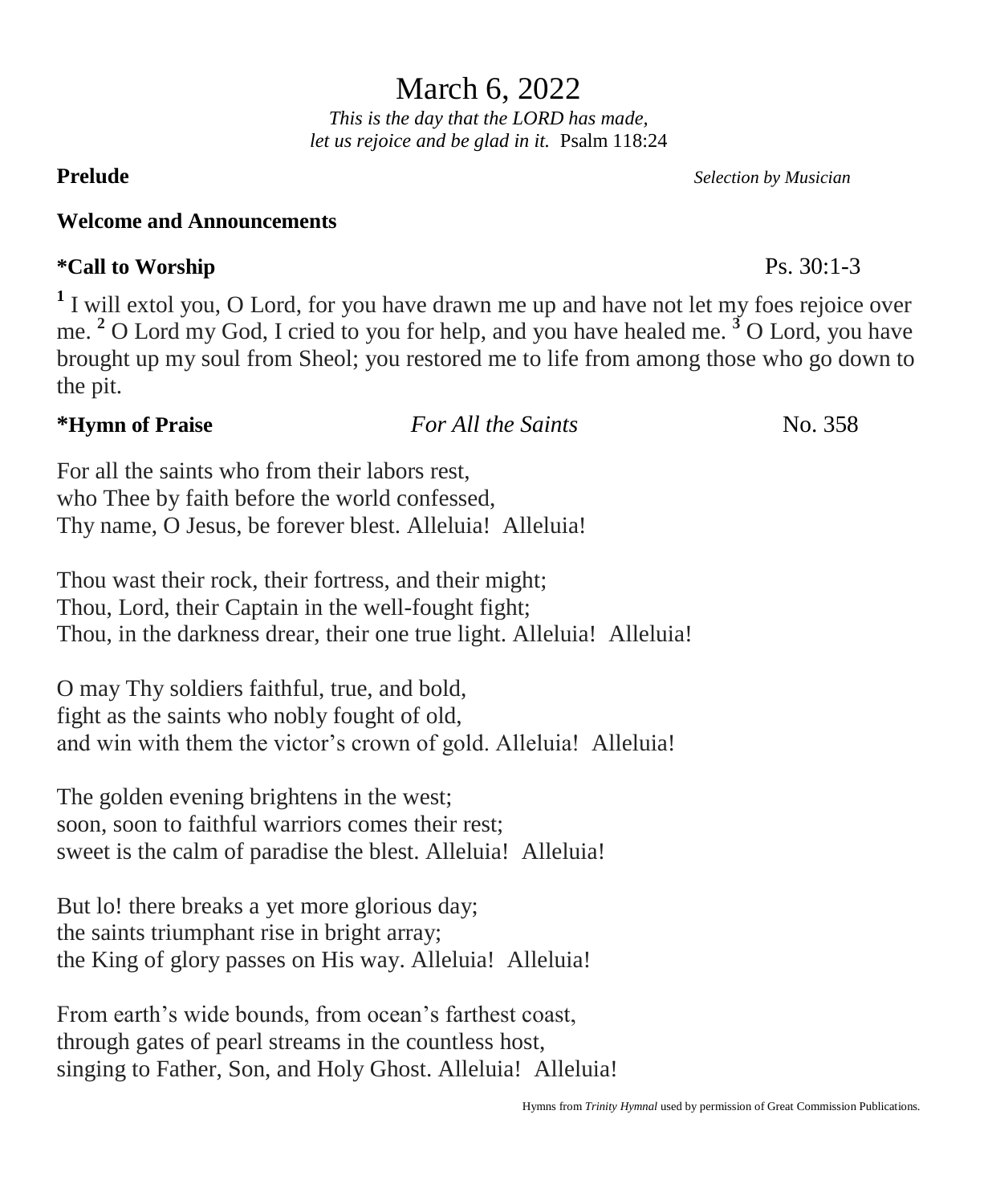# March 6, 2022

*This is the day that the LORD has made,*
*let us rejoice and be glad in it.* Psalm 118:24

**Prelude** *Selection by Musician*

**Welcome and Announcements**

**\*Call to Worship** Ps. 30:1-3

[1] I will extol you, O Lord, for you have drawn me up and have not let my foes rejoice over me. [2] O Lord my God, I cried to you for help, and you have healed me. [3] O Lord, you have brought up my soul from Sheol; you restored me to life from among those who go down to the pit.

**\*Hymn of Praise** *For All the Saints* No. 358

For all the saints who from their labors rest,
who Thee by faith before the world confessed,
Thy name, O Jesus, be forever blest. Alleluia! Alleluia!

Thou wast their rock, their fortress, and their might;
Thou, Lord, their Captain in the well-fought fight;
Thou, in the darkness drear, their one true light. Alleluia! Alleluia!

O may Thy soldiers faithful, true, and bold,
fight as the saints who nobly fought of old,
and win with them the victor's crown of gold. Alleluia! Alleluia!

The golden evening brightens in the west;
soon, soon to faithful warriors comes their rest;
sweet is the calm of paradise the blest. Alleluia! Alleluia!

But lo! there breaks a yet more glorious day;
the saints triumphant rise in bright array;
the King of glory passes on His way. Alleluia! Alleluia!

From earth's wide bounds, from ocean's farthest coast,
through gates of pearl streams in the countless host,
singing to Father, Son, and Holy Ghost. Alleluia! Alleluia!

Hymns from *Trinity Hymnal* used by permission of Great Commission Publications.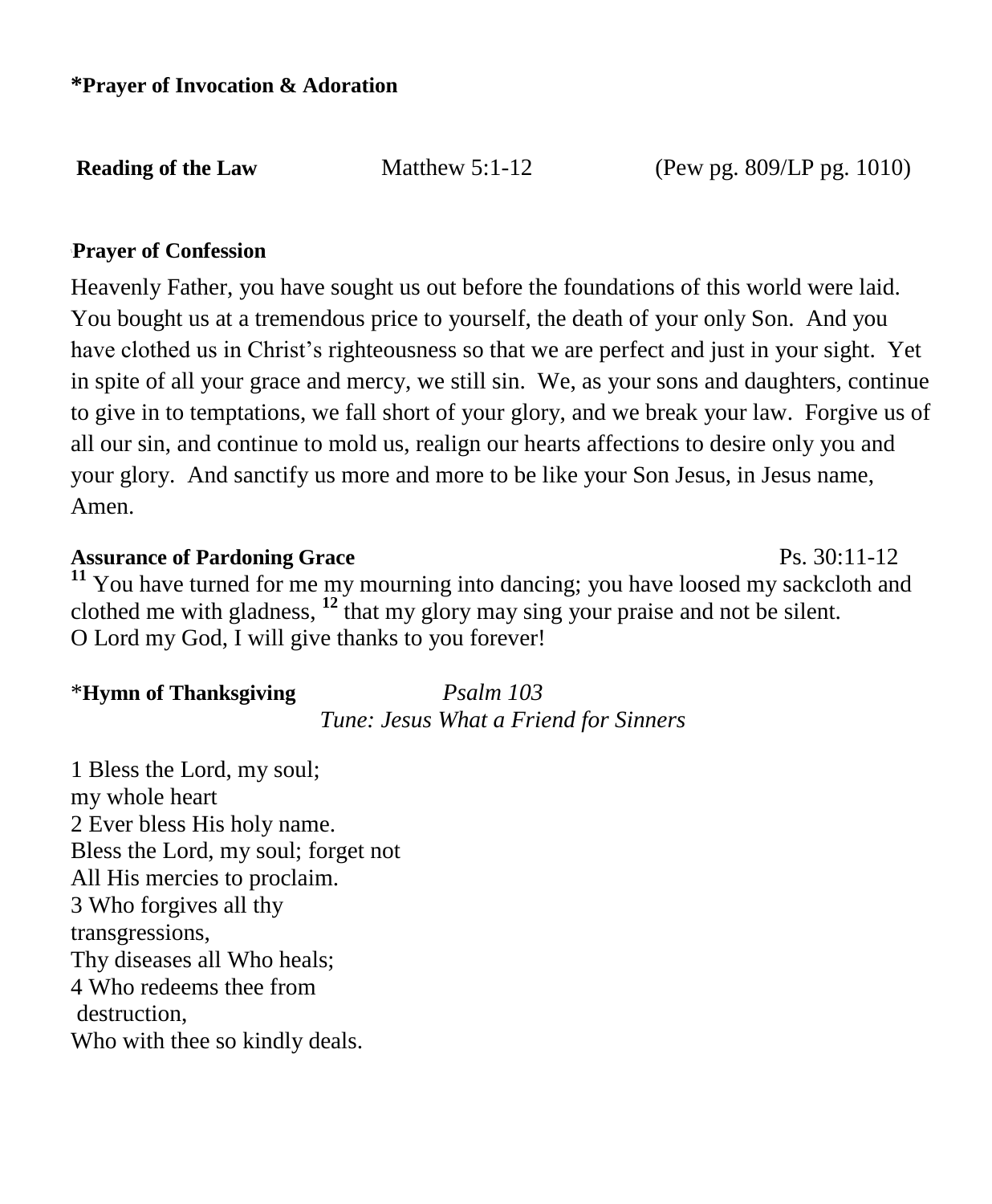**\*Prayer of Invocation & Adoration**

**Reading of the Law** Matthew 5:1-12 (Pew pg. 809/LP pg. 1010)

**Prayer of Confession**

Heavenly Father, you have sought us out before the foundations of this world were laid. You bought us at a tremendous price to yourself, the death of your only Son. And you have clothed us in Christ's righteousness so that we are perfect and just in your sight. Yet in spite of all your grace and mercy, we still sin. We, as your sons and daughters, continue to give in to temptations, we fall short of your glory, and we break your law. Forgive us of all our sin, and continue to mold us, realign our hearts affections to desire only you and your glory. And sanctify us more and more to be like your Son Jesus, in Jesus name, Amen.

**Assurance of Pardoning Grace** Ps. 30:11-12

[11] You have turned for me my mourning into dancing; you have loosed my sackcloth and clothed me with gladness, [12] that my glory may sing your praise and not be silent. O Lord my God, I will give thanks to you forever!

\***Hymn of Thanksgiving** *Psalm 103*
*Tune: Jesus What a Friend for Sinners*

1 Bless the Lord, my soul;
my whole heart
2 Ever bless His holy name.
Bless the Lord, my soul; forget not
All His mercies to proclaim.
3 Who forgives all thy
transgressions,
Thy diseases all Who heals;
4 Who redeems thee from
destruction,
Who with thee so kindly deals.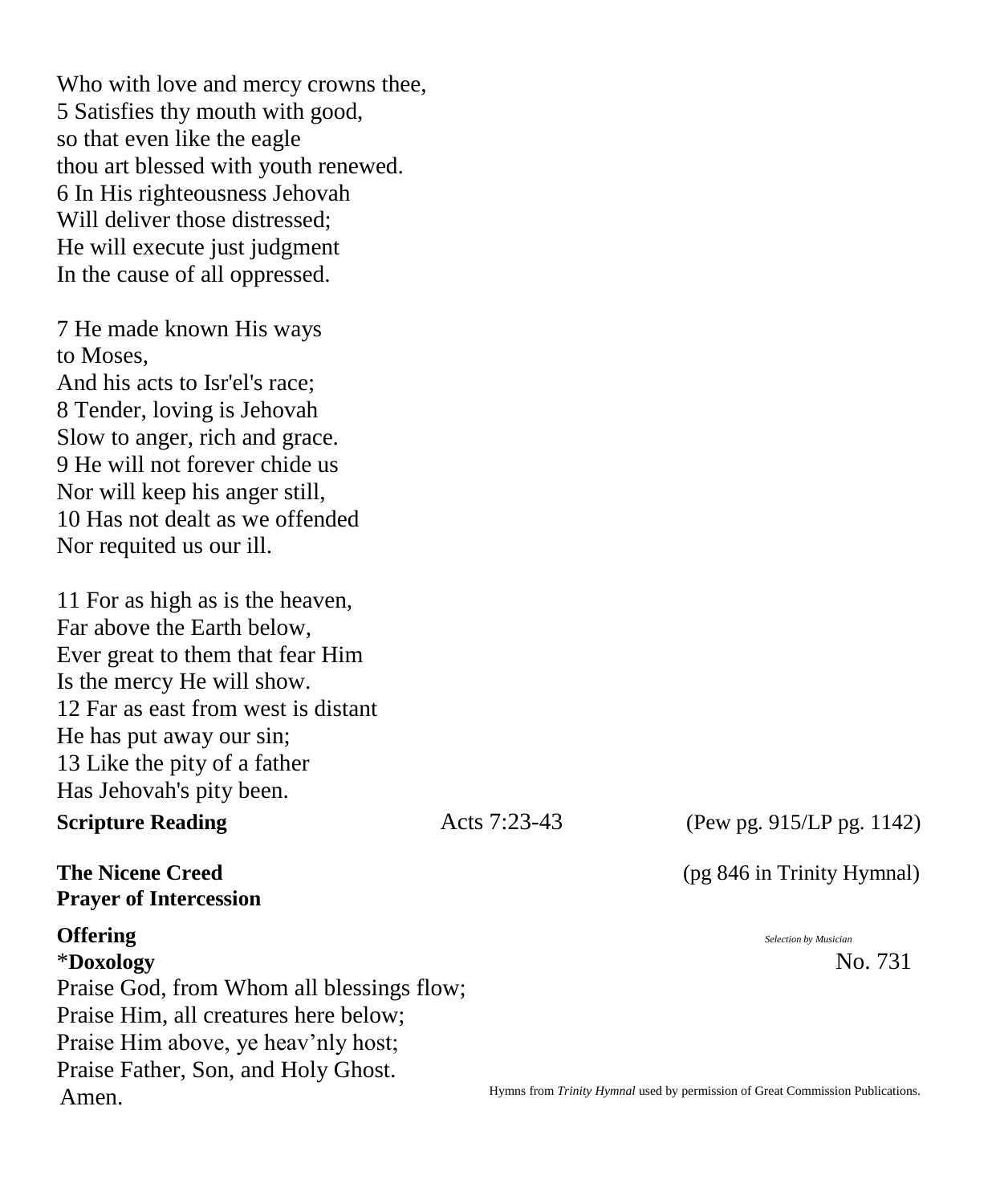Who with love and mercy crowns thee,
5 Satisfies thy mouth with good,
so that even like the eagle
thou art blessed with youth renewed.
6 In His righteousness Jehovah
Will deliver those distressed;
He will execute just judgment
In the cause of all oppressed.

7 He made known His ways
to Moses,
And his acts to Isr'el's race;
8 Tender, loving is Jehovah
Slow to anger, rich and grace.
9 He will not forever chide us
Nor will keep his anger still,
10 Has not dealt as we offended
Nor requited us our ill.

11 For as high as is the heaven,
Far above the Earth below,
Ever great to them that fear Him
Is the mercy He will show.
12 Far as east from west is distant
He has put away our sin;
13 Like the pity of a father
Has Jehovah's pity been.

**Scripture Reading** Acts 7:23-43 (Pew pg. 915/LP pg. 1142)

**The Nicene Creed** (pg 846 in Trinity Hymnal)

**Prayer of Intercession**

**Offering** *Selection by Musician*

*__Doxology__ No. 731

Praise God, from Whom all blessings flow;
Praise Him, all creatures here below;
Praise Him above, ye heav'nly host;
Praise Father, Son, and Holy Ghost.
Amen.

Hymns from *Trinity Hymnal* used by permission of Great Commission Publications.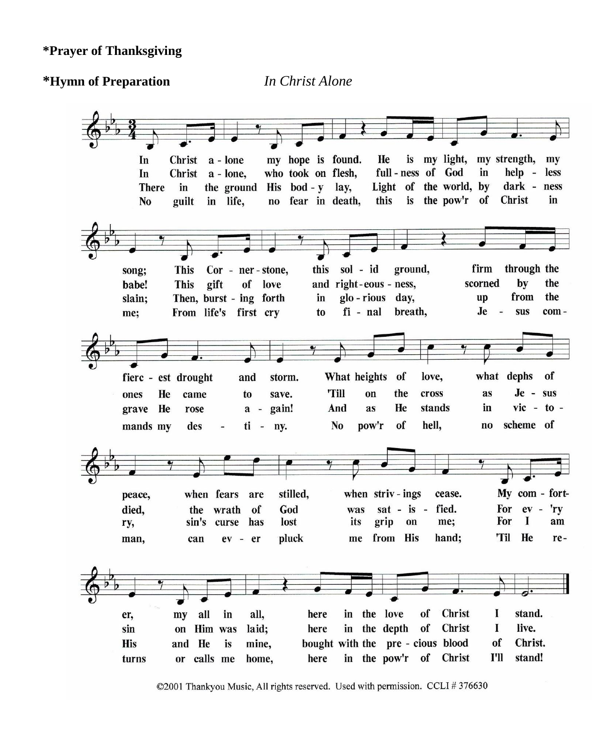**\*Prayer of Thanksgiving**

**\*Hymn of Preparation** *In Christ Alone*

1. In Christ alone my hope is found. He is my light, my strength, my song; This Cornerstone, this solid ground, firm through the fiercest drought and storm. What heights of love, what depths of peace, when fears are stilled, when strivings cease. My comforter, my all in all, here in the love of Christ I stand.

2. In Christ alone, who took on flesh, fullness of God in helpless babe! This gift of love and righteousness, scorned by the ones He came to save. 'Till on the cross as Jesus died, the wrath of God was satisfied. For ev'ry sin on Him was laid; here in the depth of Christ I live.

3. There in the ground His body lay, Light of the world, by darkness slain; Then, bursting forth in glorious day, up from the grave He rose again! And as He stands in victory, sin's curse has lost its grip on me; For I am His and He is mine, bought with the precious blood of Christ.

4. No guilt in life, no fear in death, this is the pow'r of Christ in me; From life's first cry to final breath, Jesus commands my destiny. No pow'r of hell, no scheme of man, can ever pluck me from His hand; 'Til He returns or calls me home, here in the pow'r of Christ I'll stand!

©2001 Thankyou Music, All rights reserved. Used with permission. CCLI # 376630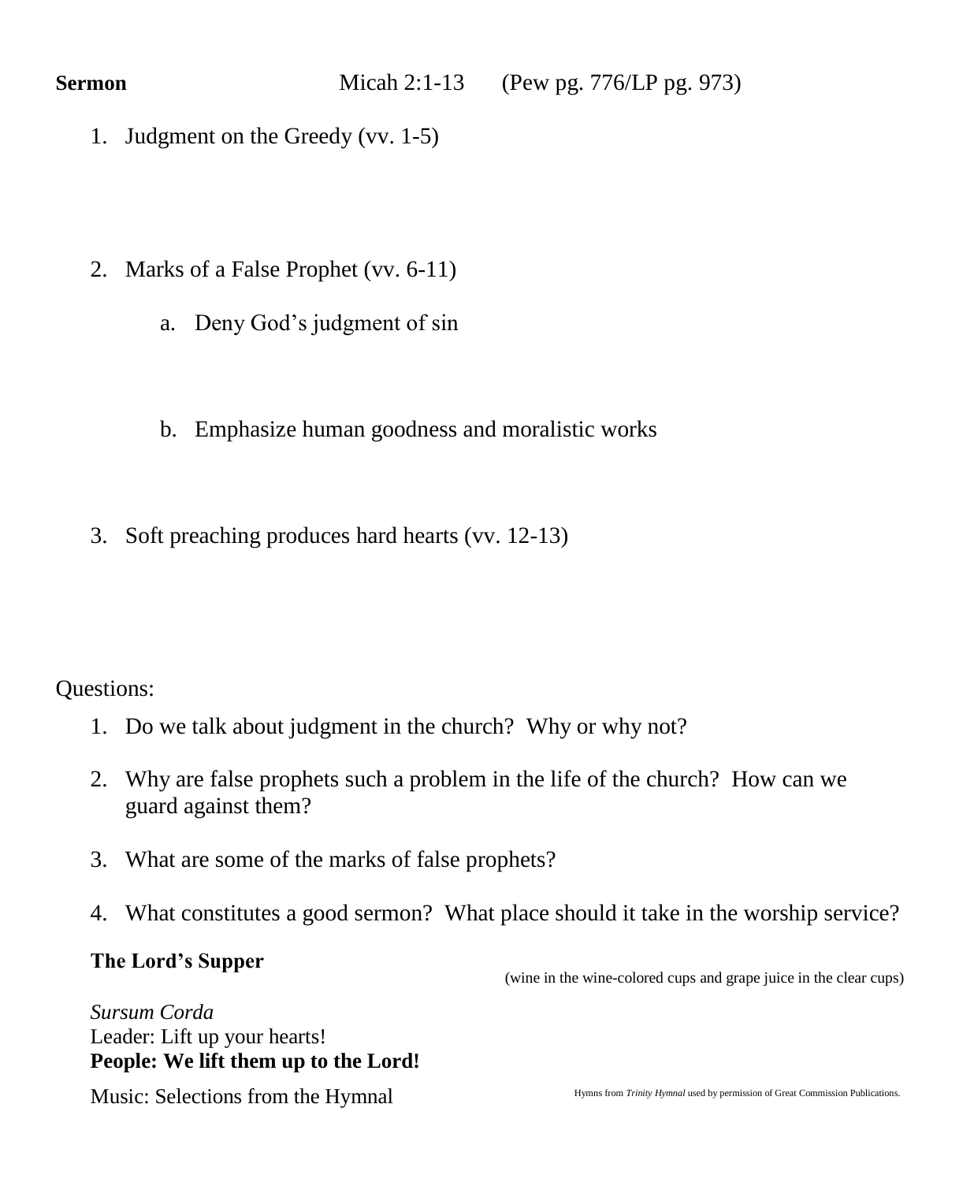**Sermon** Micah 2:1-13 (Pew pg. 776/LP pg. 973)

1. Judgment on the Greedy (vv. 1-5)

2. Marks of a False Prophet (vv. 6-11)

    a. Deny God's judgment of sin

    b. Emphasize human goodness and moralistic works

3. Soft preaching produces hard hearts (vv. 12-13)

Questions:

1. Do we talk about judgment in the church? Why or why not?
2. Why are false prophets such a problem in the life of the church? How can we guard against them?
3. What are some of the marks of false prophets?
4. What constitutes a good sermon? What place should it take in the worship service?

**The Lord's Supper**

(wine in the wine-colored cups and grape juice in the clear cups)

*Sursum Corda*
Leader: Lift up your hearts!
**People: We lift them up to the Lord!**

Music: Selections from the Hymnal

Hymns from *Trinity Hymnal* used by permission of Great Commission Publications.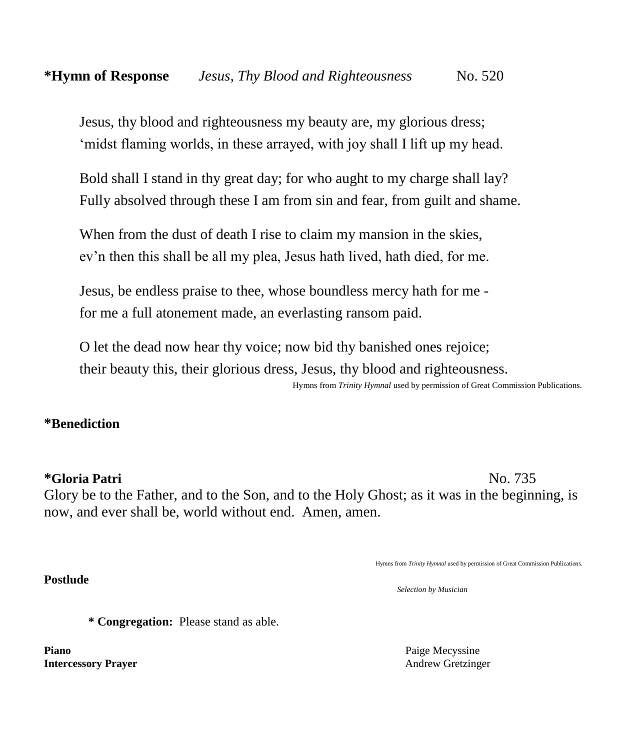**\*Hymn of Response** *Jesus, Thy Blood and Righteousness* No. 520

Jesus, thy blood and righteousness my beauty are, my glorious dress;
'midst flaming worlds, in these arrayed, with joy shall I lift up my head.

Bold shall I stand in thy great day; for who aught to my charge shall lay?
Fully absolved through these I am from sin and fear, from guilt and shame.

When from the dust of death I rise to claim my mansion in the skies,
ev'n then this shall be all my plea, Jesus hath lived, hath died, for me.

Jesus, be endless praise to thee, whose boundless mercy hath for me -
for me a full atonement made, an everlasting ransom paid.

O let the dead now hear thy voice; now bid thy banished ones rejoice;
their beauty this, their glorious dress, Jesus, thy blood and righteousness.

Hymns from *Trinity Hymnal* used by permission of Great Commission Publications.

**\*Benediction**

**\*Gloria Patri** No. 735

Glory be to the Father, and to the Son, and to the Holy Ghost; as it was in the beginning, is now, and ever shall be, world without end. Amen, amen.

Hymns from *Trinity Hymnal* used by permission of Great Commission Publications.

**Postlude** *Selection by Musician*

**\* Congregation:** Please stand as able.

**Piano** Paige Mecyssine
**Intercessory Prayer** Andrew Gretzinger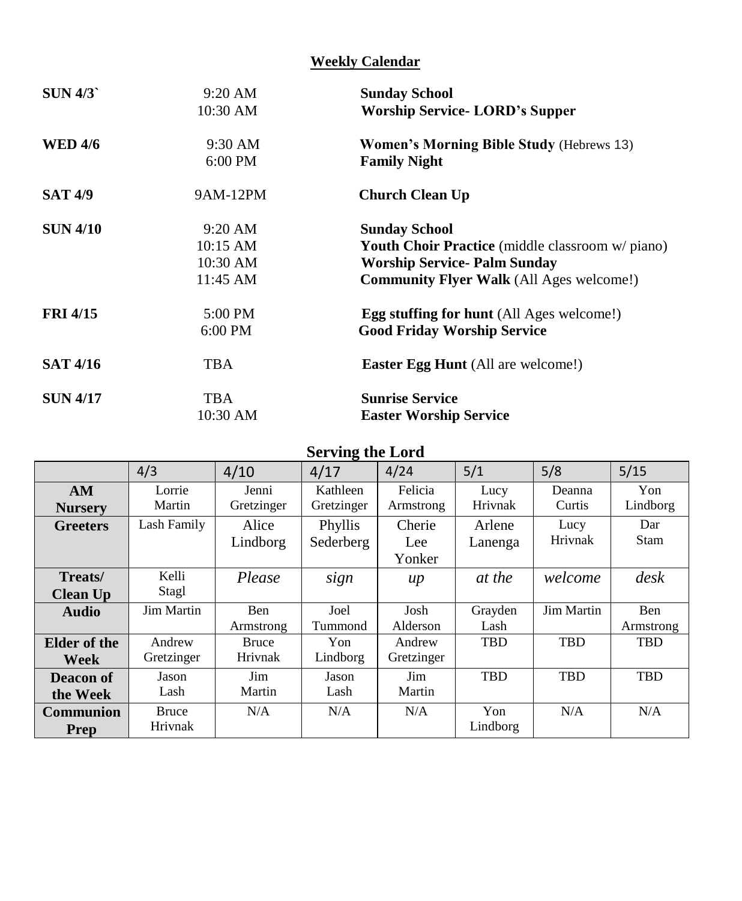## Weekly Calendar

| | | |
|---|---|---|
| **SUN 4/3`** | 9:20 AM | **Sunday School** |
| | 10:30 AM | **Worship Service- LORD's Supper** |
| **WED 4/6** | 9:30 AM | **Women's Morning Bible Study** (Hebrews 13) |
| | 6:00 PM | **Family Night** |
| **SAT 4/9** | 9AM-12PM | **Church Clean Up** |
| **SUN 4/10** | 9:20 AM | **Sunday School** |
| | 10:15 AM | **Youth Choir Practice** (middle classroom w/ piano) |
| | 10:30 AM | **Worship Service- Palm Sunday** |
| | 11:45 AM | **Community Flyer Walk** (All Ages welcome!) |
| **FRI 4/15** | 5:00 PM | **Egg stuffing for hunt** (All Ages welcome!) |
| | 6:00 PM | **Good Friday Worship Service** |
| **SAT 4/16** | TBA | **Easter Egg Hunt** (All are welcome!) |
| **SUN 4/17** | TBA | **Sunrise Service** |
| | 10:30 AM | **Easter Worship Service** |

## Serving the Lord

| | 4/3 | 4/10 | 4/17 | 4/24 | 5/1 | 5/8 | 5/15 |
|---|---|---|---|---|---|---|---|
| **AM Nursery** | Lorrie Martin | Jenni Gretzinger | Kathleen Gretzinger | Felicia Armstrong | Lucy Hrivnak | Deanna Curtis | Yon Lindborg |
| **Greeters** | Lash Family | Alice Lindborg | Phyllis Sederberg | Cherie Lee Yonker | Arlene Lanenga | Lucy Hrivnak | Dar Stam |
| **Treats/ Clean Up** | Kelli Stagl | *Please* | *sign* | *up* | *at the* | *welcome* | *desk* |
| **Audio** | Jim Martin | Ben Armstrong | Joel Tummond | Josh Alderson | Grayden Lash | Jim Martin | Ben Armstrong |
| **Elder of the Week** | Andrew Gretzinger | Bruce Hrivnak | Yon Lindborg | Andrew Gretzinger | TBD | TBD | TBD |
| **Deacon of the Week** | Jason Lash | Jim Martin | Jason Lash | Jim Martin | TBD | TBD | TBD |
| **Communion Prep** | Bruce Hrivnak | N/A | N/A | N/A | Yon Lindborg | N/A | N/A |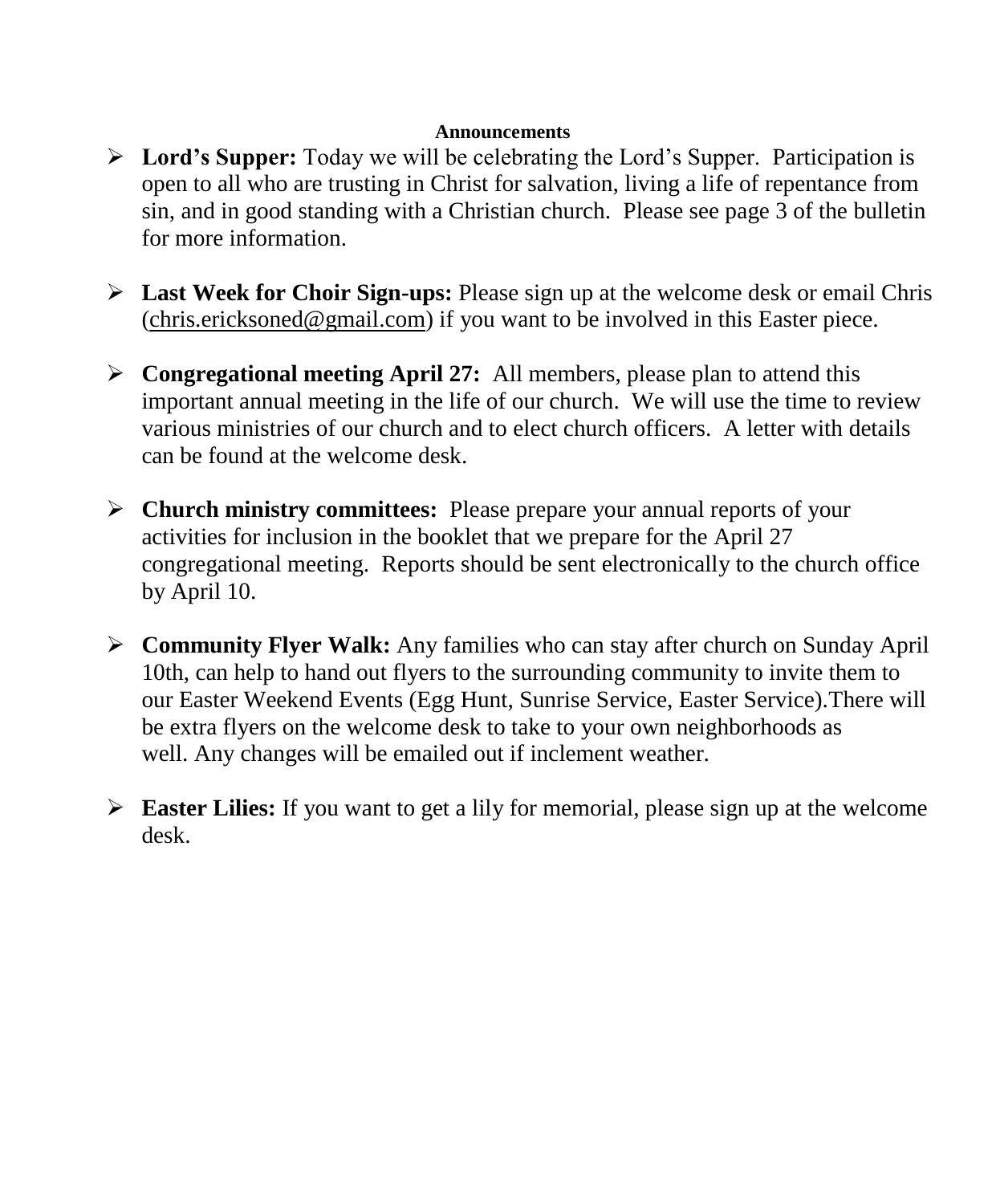## Announcements

- **Lord's Supper:** Today we will be celebrating the Lord's Supper. Participation is open to all who are trusting in Christ for salvation, living a life of repentance from sin, and in good standing with a Christian church. Please see page 3 of the bulletin for more information.

- **Last Week for Choir Sign-ups:** Please sign up at the welcome desk or email Chris (chris.ericksoned@gmail.com) if you want to be involved in this Easter piece.

- **Congregational meeting April 27:** All members, please plan to attend this important annual meeting in the life of our church. We will use the time to review various ministries of our church and to elect church officers. A letter with details can be found at the welcome desk.

- **Church ministry committees:** Please prepare your annual reports of your activities for inclusion in the booklet that we prepare for the April 27 congregational meeting. Reports should be sent electronically to the church office by April 10.

- **Community Flyer Walk:** Any families who can stay after church on Sunday April 10th, can help to hand out flyers to the surrounding community to invite them to our Easter Weekend Events (Egg Hunt, Sunrise Service, Easter Service).There will be extra flyers on the welcome desk to take to your own neighborhoods as well. Any changes will be emailed out if inclement weather.

- **Easter Lilies:** If you want to get a lily for memorial, please sign up at the welcome desk.